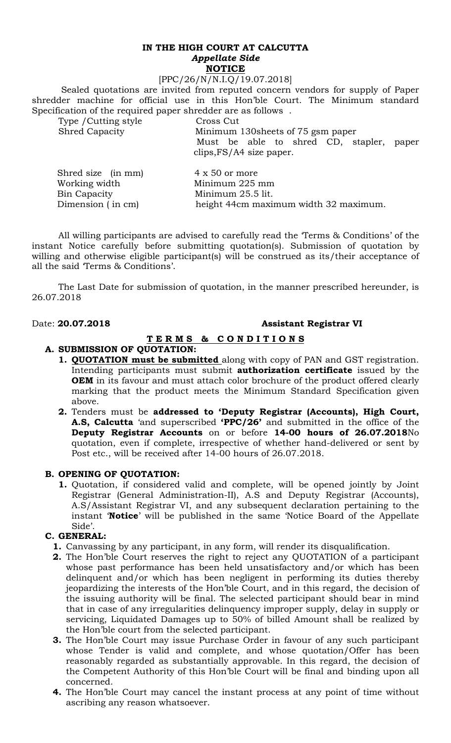**IN THE HIGH COURT AT CALCUTTA**
***Appellate Side***
**NOTICE**

[PPC/26/N/N.I.Q/19.07.2018]

Sealed quotations are invited from reputed concern vendors for supply of Paper shredder machine for official use in this Hon'ble Court. The Minimum standard Specification of the required paper shredder are as follows .

| | |
|---|---|
| Type /Cutting style | Cross Cut |
| Shred Capacity | Minimum 130sheets of 75 gsm paper<br>Must be able to shred CD, stapler, paper clips,FS/A4 size paper. |
| Shred size (in mm) | 4 x 50 or more |
| Working width | Minimum 225 mm |
| Bin Capacity | Minimum 25.5 lit. |
| Dimension ( in cm) | height 44cm maximum width 32 maximum. |

All willing participants are advised to carefully read the 'Terms & Conditions' of the instant Notice carefully before submitting quotation(s). Submission of quotation by willing and otherwise eligible participant(s) will be construed as its/their acceptance of all the said 'Terms & Conditions'.

The Last Date for submission of quotation, in the manner prescribed hereunder, is 26.07.2018

Date: **20.07.2018** **Assistant Registrar VI**

**T E R M S & C O N D I T I O N S**

**A. SUBMISSION OF QUOTATION:**

1. **QUOTATION must be submitted** along with copy of PAN and GST registration. Intending participants must submit **authorization certificate** issued by the **OEM** in its favour and must attach color brochure of the product offered clearly marking that the product meets the Minimum Standard Specification given above.
2. Tenders must be **addressed to 'Deputy Registrar (Accounts), High Court, A.S, Calcutta** 'and superscribed **'PPC/26'** and submitted in the office of the **Deputy Registrar Accounts** on or before **14-00 hours of 26.07.2018**No quotation, even if complete, irrespective of whether hand-delivered or sent by Post etc., will be received after 14-00 hours of 26.07.2018.

**B. OPENING OF QUOTATION:**

1. Quotation, if considered valid and complete, will be opened jointly by Joint Registrar (General Administration-II), A.S and Deputy Registrar (Accounts), A.S/Assistant Registrar VI, and any subsequent declaration pertaining to the instant '**Notice**' will be published in the same 'Notice Board of the Appellate Side'.

**C. GENERAL:**

1. Canvassing by any participant, in any form, will render its disqualification.
2. The Hon'ble Court reserves the right to reject any QUOTATION of a participant whose past performance has been held unsatisfactory and/or which has been delinquent and/or which has been negligent in performing its duties thereby jeopardizing the interests of the Hon'ble Court, and in this regard, the decision of the issuing authority will be final. The selected participant should bear in mind that in case of any irregularities delinquency improper supply, delay in supply or servicing, Liquidated Damages up to 50% of billed Amount shall be realized by the Hon'ble court from the selected participant.
3. The Hon'ble Court may issue Purchase Order in favour of any such participant whose Tender is valid and complete, and whose quotation/Offer has been reasonably regarded as substantially approvable. In this regard, the decision of the Competent Authority of this Hon'ble Court will be final and binding upon all concerned.
4. The Hon'ble Court may cancel the instant process at any point of time without ascribing any reason whatsoever.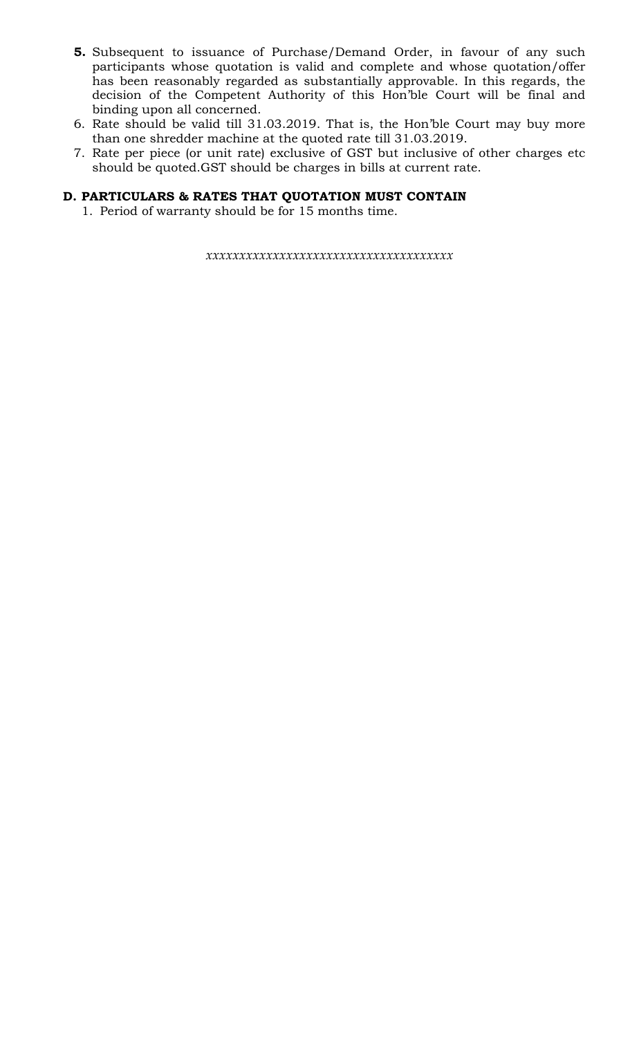5. Subsequent to issuance of Purchase/Demand Order, in favour of any such participants whose quotation is valid and complete and whose quotation/offer has been reasonably regarded as substantially approvable. In this regards, the decision of the Competent Authority of this Hon'ble Court will be final and binding upon all concerned.
6. Rate should be valid till 31.03.2019. That is, the Hon'ble Court may buy more than one shredder machine at the quoted rate till 31.03.2019.
7. Rate per piece (or unit rate) exclusive of GST but inclusive of other charges etc should be quoted.GST should be charges in bills at current rate.

## D. PARTICULARS & RATES THAT QUOTATION MUST CONTAIN

1. Period of warranty should be for 15 months time.

*xxxxxxxxxxxxxxxxxxxxxxxxxxxxxxxxxxxxx*